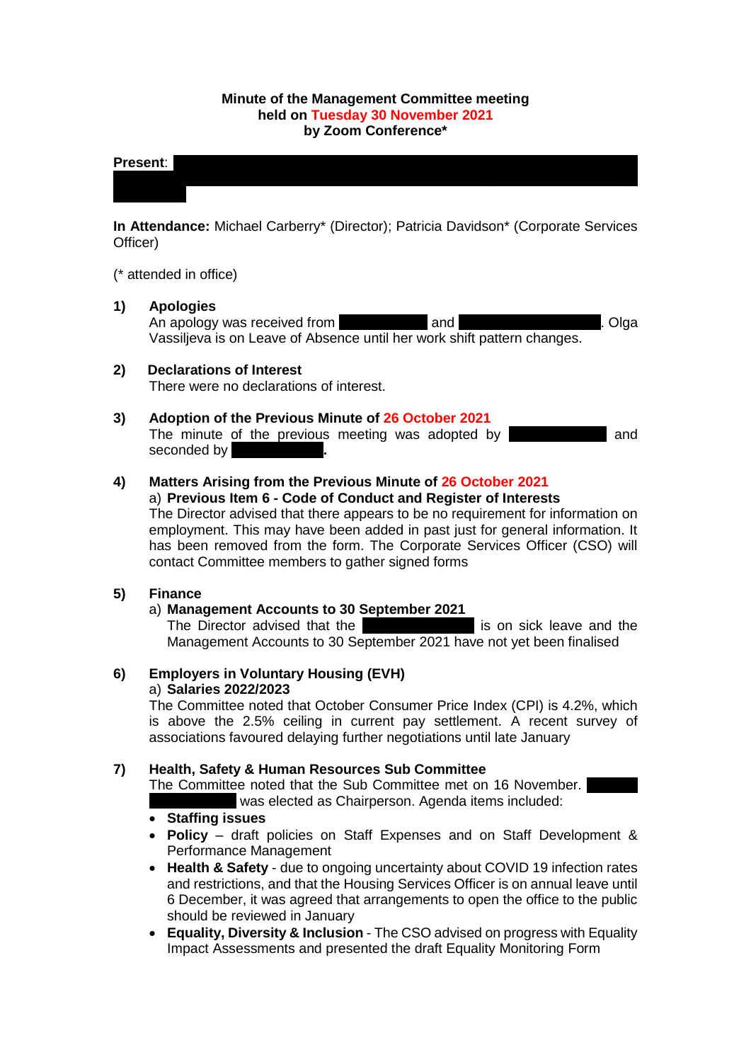**Minute of the Management Committee meeting held on Tuesday 30 November 2021 by Zoom Conference***

**Present**:

**In Attendance:** Michael Carberry* (Director); Patricia Davidson* (Corporate Services Officer)

(* attended in office)

**1) Apologies**

An apology was received from and . Olga Vassiljeva is on Leave of Absence until her work shift pattern changes.

**2) Declarations of Interest**

There were no declarations of interest.

**3) Adoption of the Previous Minute of 26 October 2021**

The minute of the previous meeting was adopted by and seconded by .

**4) Matters Arising from the Previous Minute of 26 October 2021**

a) **Previous Item 6 - Code of Conduct and Register of Interests**

The Director advised that there appears to be no requirement for information on employment. This may have been added in past just for general information. It has been removed from the form. The Corporate Services Officer (CSO) will contact Committee members to gather signed forms

**5) Finance**

a) **Management Accounts to 30 September 2021**

The Director advised that the is on sick leave and the Management Accounts to 30 September 2021 have not yet been finalised

**6) Employers in Voluntary Housing (EVH)**

a) **Salaries 2022/2023**

The Committee noted that October Consumer Price Index (CPI) is 4.2%, which is above the 2.5% ceiling in current pay settlement. A recent survey of associations favoured delaying further negotiations until late January

**7) Health, Safety & Human Resources Sub Committee**

The Committee noted that the Sub Committee met on 16 November. was elected as Chairperson. Agenda items included:

- **Staffing issues**
- **Policy** – draft policies on Staff Expenses and on Staff Development & Performance Management
- **Health & Safety** - due to ongoing uncertainty about COVID 19 infection rates and restrictions, and that the Housing Services Officer is on annual leave until 6 December, it was agreed that arrangements to open the office to the public should be reviewed in January
- **Equality, Diversity & Inclusion** - The CSO advised on progress with Equality Impact Assessments and presented the draft Equality Monitoring Form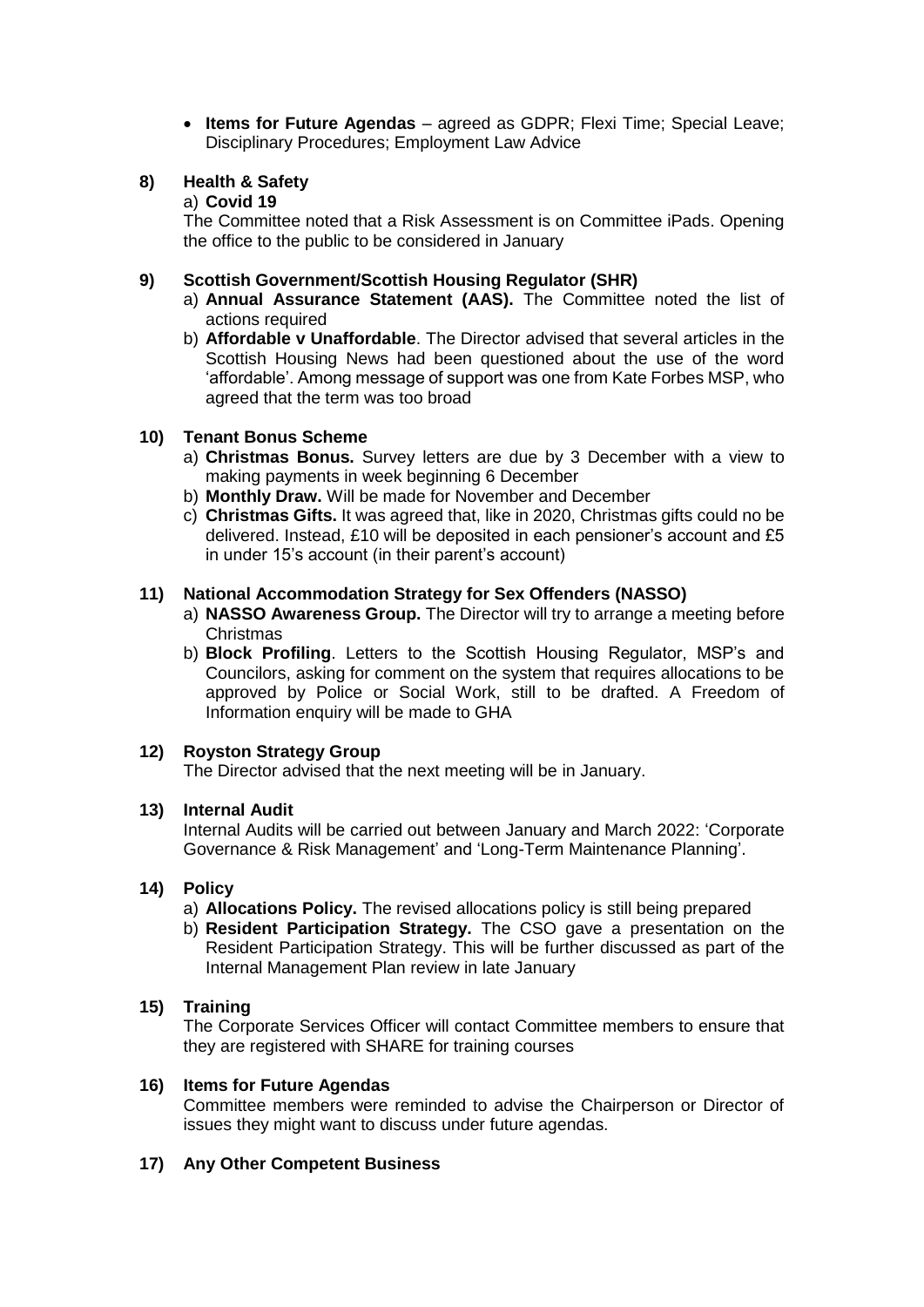- **Items for Future Agendas** – agreed as GDPR; Flexi Time; Special Leave; Disciplinary Procedures; Employment Law Advice

**8) Health & Safety**

a) **Covid 19**

The Committee noted that a Risk Assessment is on Committee iPads. Opening the office to the public to be considered in January

**9) Scottish Government/Scottish Housing Regulator (SHR)**

a) **Annual Assurance Statement (AAS).** The Committee noted the list of actions required

b) **Affordable v Unaffordable**. The Director advised that several articles in the Scottish Housing News had been questioned about the use of the word 'affordable'. Among message of support was one from Kate Forbes MSP, who agreed that the term was too broad

**10) Tenant Bonus Scheme**

a) **Christmas Bonus.** Survey letters are due by 3 December with a view to making payments in week beginning 6 December

b) **Monthly Draw.** Will be made for November and December

c) **Christmas Gifts.** It was agreed that, like in 2020, Christmas gifts could no be delivered. Instead, £10 will be deposited in each pensioner's account and £5 in under 15's account (in their parent's account)

**11) National Accommodation Strategy for Sex Offenders (NASSO)**

a) **NASSO Awareness Group.** The Director will try to arrange a meeting before Christmas

b) **Block Profiling**. Letters to the Scottish Housing Regulator, MSP's and Councilors, asking for comment on the system that requires allocations to be approved by Police or Social Work, still to be drafted. A Freedom of Information enquiry will be made to GHA

**12) Royston Strategy Group**

The Director advised that the next meeting will be in January.

**13) Internal Audit**

Internal Audits will be carried out between January and March 2022: 'Corporate Governance & Risk Management' and 'Long-Term Maintenance Planning'.

**14) Policy**

a) **Allocations Policy.** The revised allocations policy is still being prepared

b) **Resident Participation Strategy.** The CSO gave a presentation on the Resident Participation Strategy. This will be further discussed as part of the Internal Management Plan review in late January

**15) Training**

The Corporate Services Officer will contact Committee members to ensure that they are registered with SHARE for training courses

**16) Items for Future Agendas**

Committee members were reminded to advise the Chairperson or Director of issues they might want to discuss under future agendas.

**17) Any Other Competent Business**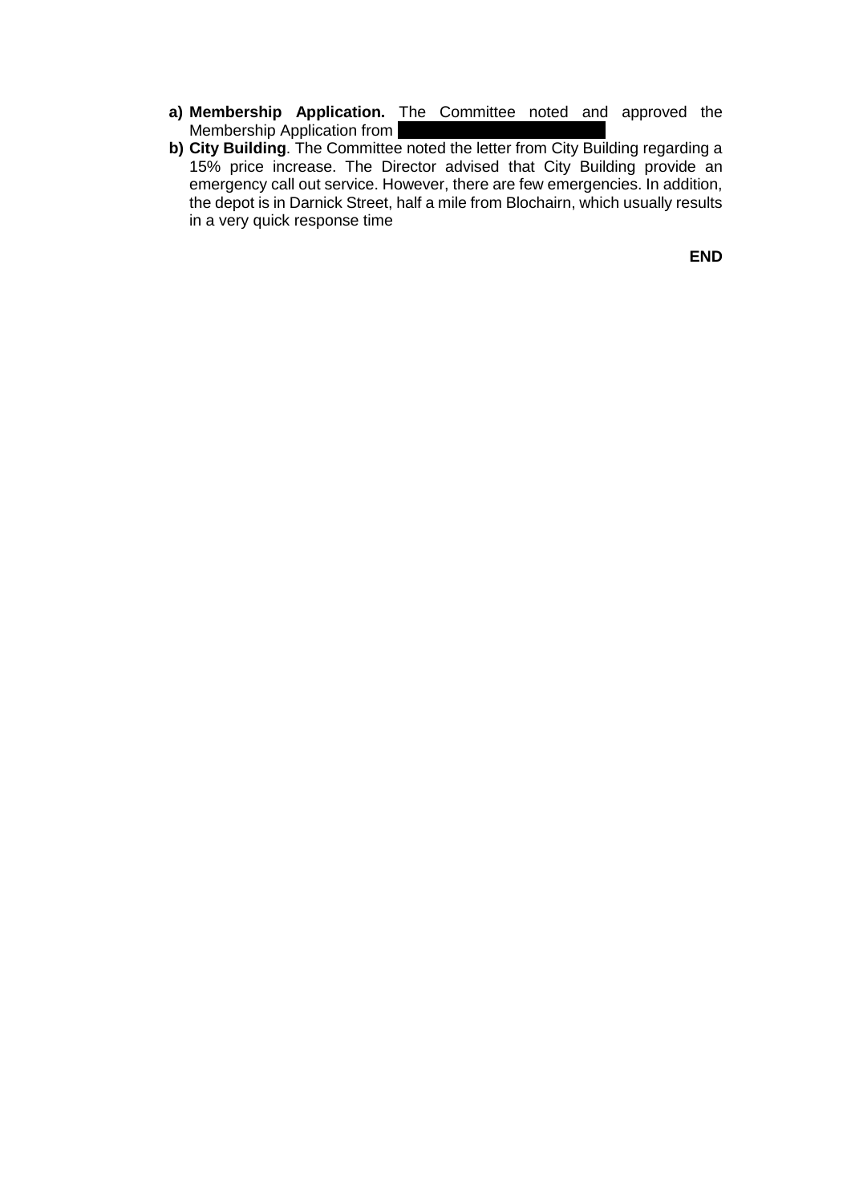a) **Membership Application.** The Committee noted and approved the Membership Application from ██████████

b) **City Building**. The Committee noted the letter from City Building regarding a 15% price increase. The Director advised that City Building provide an emergency call out service. However, there are few emergencies. In addition, the depot is in Darnick Street, half a mile from Blochairn, which usually results in a very quick response time

**END**